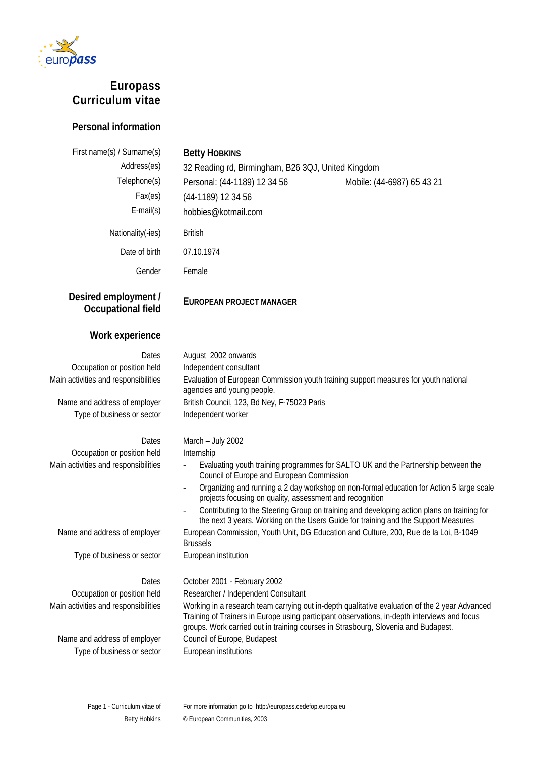# Europass Curriculum vitae

## Personal information

| | |
|---|---|
| First name(s) / Surname(s) | **Betty Hobkins** |
| Address(es) | 32 Reading rd, Birmingham, B26 3QJ, United Kingdom |
| Telephone(s) | Personal: (44-1189) 12 34 56 Mobile: (44-6987) 65 43 21 |
| Fax(es) | (44-1189) 12 34 56 |
| E-mail(s) | hobbies@kotmail.com |
| Nationality(-ies) | British |
| Date of birth | 07.10.1974 |
| Gender | Female |

## Desired employment / Occupational field

**EUROPEAN PROJECT MANAGER**

## Work experience

| | |
|---|---|
| Dates | August 2002 onwards |
| Occupation or position held | Independent consultant |
| Main activities and responsibilities | Evaluation of European Commission youth training support measures for youth national agencies and young people. |
| Name and address of employer | British Council, 123, Bd Ney, F-75023 Paris |
| Type of business or sector | Independent worker |

| | |
|---|---|
| Dates | March – July 2002 |
| Occupation or position held | Internship |
| Main activities and responsibilities | - Evaluating youth training programmes for SALTO UK and the Partnership between the Council of Europe and European Commission<br>- Organizing and running a 2 day workshop on non-formal education for Action 5 large scale projects focusing on quality, assessment and recognition<br>- Contributing to the Steering Group on training and developing action plans on training for the next 3 years. Working on the Users Guide for training and the Support Measures |
| Name and address of employer | European Commission, Youth Unit, DG Education and Culture, 200, Rue de la Loi, B-1049 Brussels |
| Type of business or sector | European institution |

| | |
|---|---|
| Dates | October 2001 - February 2002 |
| Occupation or position held | Researcher / Independent Consultant |
| Main activities and responsibilities | Working in a research team carrying out in-depth qualitative evaluation of the 2 year Advanced Training of Trainers in Europe using participant observations, in-depth interviews and focus groups. Work carried out in training courses in Strasbourg, Slovenia and Budapest. |
| Name and address of employer | Council of Europe, Budapest |
| Type of business or sector | European institutions |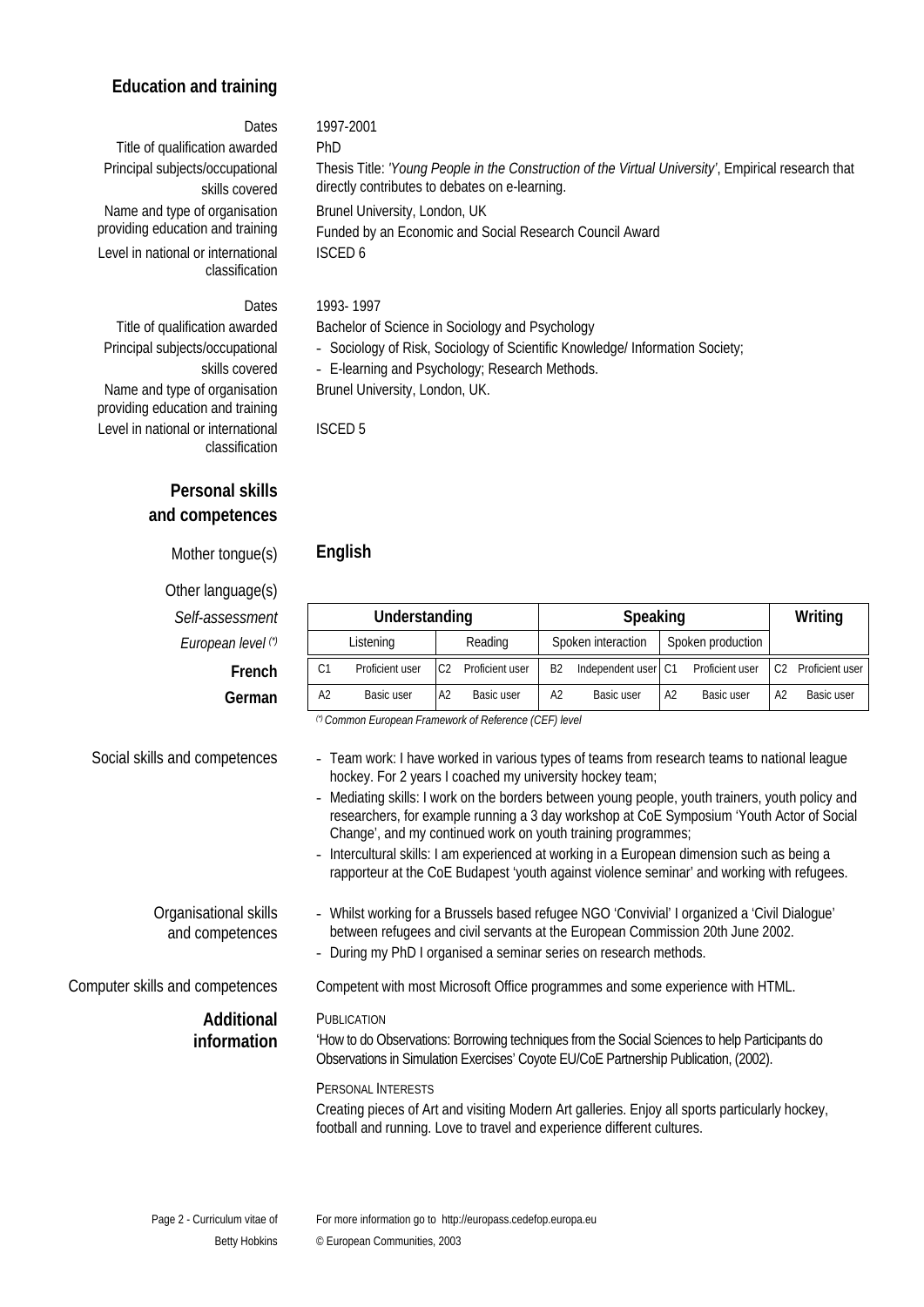## Education and training

**Dates** 1997-2001

**Title of qualification awarded** PhD

**Principal subjects/occupational skills covered** Thesis Title: *'Young People in the Construction of the Virtual University'*, Empirical research that directly contributes to debates on e-learning.

**Name and type of organisation providing education and training** Brunel University, London, UK
Funded by an Economic and Social Research Council Award

**Level in national or international classification** ISCED 6

**Dates** 1993- 1997

**Title of qualification awarded** Bachelor of Science in Sociology and Psychology

**Principal subjects/occupational skills covered**
- Sociology of Risk, Sociology of Scientific Knowledge/ Information Society;
- E-learning and Psychology; Research Methods.

**Name and type of organisation providing education and training** Brunel University, London, UK.

**Level in national or international classification** ISCED 5

## Personal skills and competences

**Mother tongue(s)** **English**

**Other language(s)**

| *Self-assessment* | Understanding | | | | Speaking | | | | Writing | |
|---|---|---|---|---|---|---|---|---|---|---|
| *European level (*)* | Listening | | Reading | | Spoken interaction | | Spoken production | | | |
| **French** | C1 | Proficient user | C2 | Proficient user | B2 | Independent user | C1 | Proficient user | C2 | Proficient user |
| **German** | A2 | Basic user | A2 | Basic user | A2 | Basic user | A2 | Basic user | A2 | Basic user |

*(*) Common European Framework of Reference (CEF) level*

**Social skills and competences**
- Team work: I have worked in various types of teams from research teams to national league hockey. For 2 years I coached my university hockey team;
- Mediating skills: I work on the borders between young people, youth trainers, youth policy and researchers, for example running a 3 day workshop at CoE Symposium 'Youth Actor of Social Change', and my continued work on youth training programmes;
- Intercultural skills: I am experienced at working in a European dimension such as being a rapporteur at the CoE Budapest 'youth against violence seminar' and working with refugees.

**Organisational skills and competences**
- Whilst working for a Brussels based refugee NGO 'Convivial' I organized a 'Civil Dialogue' between refugees and civil servants at the European Commission 20th June 2002.
- During my PhD I organised a seminar series on research methods.

**Computer skills and competences** Competent with most Microsoft Office programmes and some experience with HTML.

**Additional information**

PUBLICATION

'How to do Observations: Borrowing techniques from the Social Sciences to help Participants do Observations in Simulation Exercises' Coyote EU/CoE Partnership Publication, (2002).

PERSONAL INTERESTS

Creating pieces of Art and visiting Modern Art galleries. Enjoy all sports particularly hockey, football and running. Love to travel and experience different cultures.